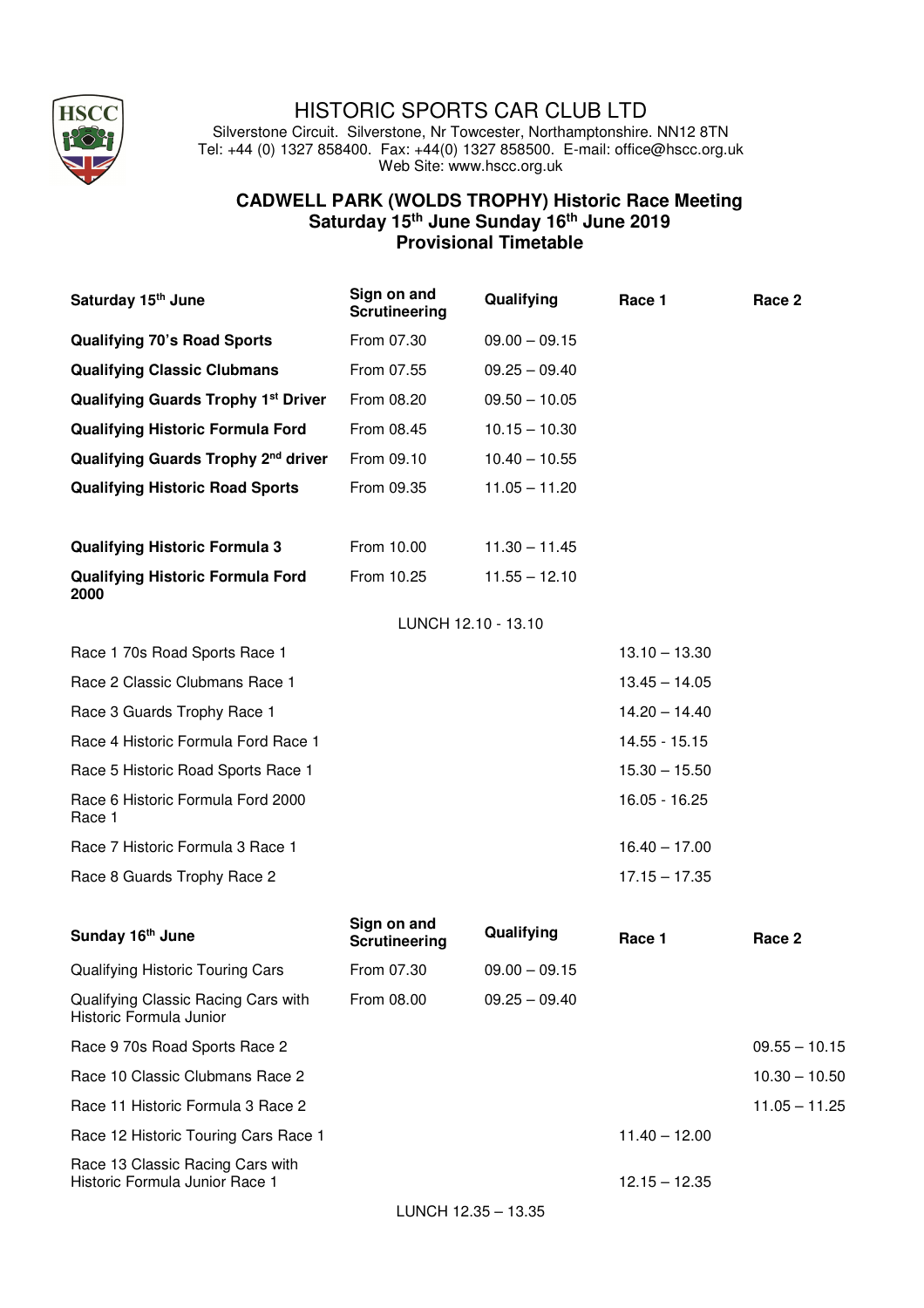# HISTORIC SPORTS CAR CLUB LTD

Silverstone Circuit. Silverstone, Nr Towcester, Northamptonshire. NN12 8TN
Tel: +44 (0) 1327 858400. Fax: +44(0) 1327 858500. E-mail: office@hscc.org.uk
Web Site: www.hscc.org.uk

## CADWELL PARK (WOLDS TROPHY) Historic Race Meeting
## Saturday 15th June Sunday 16th June 2019
## Provisional Timetable

| **Saturday 15th June** | **Sign on and Scrutineering** | **Qualifying** | **Race 1** | **Race 2** |
|---|---|---|---|---|
| **Qualifying 70's Road Sports** | From 07.30 | 09.00 – 09.15 | | |
| **Qualifying Classic Clubmans** | From 07.55 | 09.25 – 09.40 | | |
| **Qualifying Guards Trophy 1st Driver** | From 08.20 | 09.50 – 10.05 | | |
| **Qualifying Historic Formula Ford** | From 08.45 | 10.15 – 10.30 | | |
| **Qualifying Guards Trophy 2nd driver** | From 09.10 | 10.40 – 10.55 | | |
| **Qualifying Historic Road Sports** | From 09.35 | 11.05 – 11.20 | | |
| **Qualifying Historic Formula 3** | From 10.00 | 11.30 – 11.45 | | |
| **Qualifying Historic Formula Ford 2000** | From 10.25 | 11.55 – 12.10 | | |
| | LUNCH 12.10 - 13.10 | | | |
| Race 1 70s Road Sports Race 1 | | | 13.10 – 13.30 | |
| Race 2 Classic Clubmans Race 1 | | | 13.45 – 14.05 | |
| Race 3 Guards Trophy Race 1 | | | 14.20 – 14.40 | |
| Race 4 Historic Formula Ford Race 1 | | | 14.55 - 15.15 | |
| Race 5 Historic Road Sports Race 1 | | | 15.30 – 15.50 | |
| Race 6 Historic Formula Ford 2000 Race 1 | | | 16.05 - 16.25 | |
| Race 7 Historic Formula 3 Race 1 | | | 16.40 – 17.00 | |
| Race 8 Guards Trophy Race 2 | | | 17.15 – 17.35 | |

| **Sunday 16th June** | **Sign on and Scrutineering** | **Qualifying** | **Race 1** | **Race 2** |
|---|---|---|---|---|
| Qualifying Historic Touring Cars | From 07.30 | 09.00 – 09.15 | | |
| Qualifying Classic Racing Cars with Historic Formula Junior | From 08.00 | 09.25 – 09.40 | | |
| Race 9 70s Road Sports Race 2 | | | | 09.55 – 10.15 |
| Race 10 Classic Clubmans Race 2 | | | | 10.30 – 10.50 |
| Race 11 Historic Formula 3 Race 2 | | | | 11.05 – 11.25 |
| Race 12 Historic Touring Cars Race 1 | | | 11.40 – 12.00 | |
| Race 13 Classic Racing Cars with Historic Formula Junior Race 1 | | | 12.15 – 12.35 | |
| | LUNCH 12.35 – 13.35 | | | |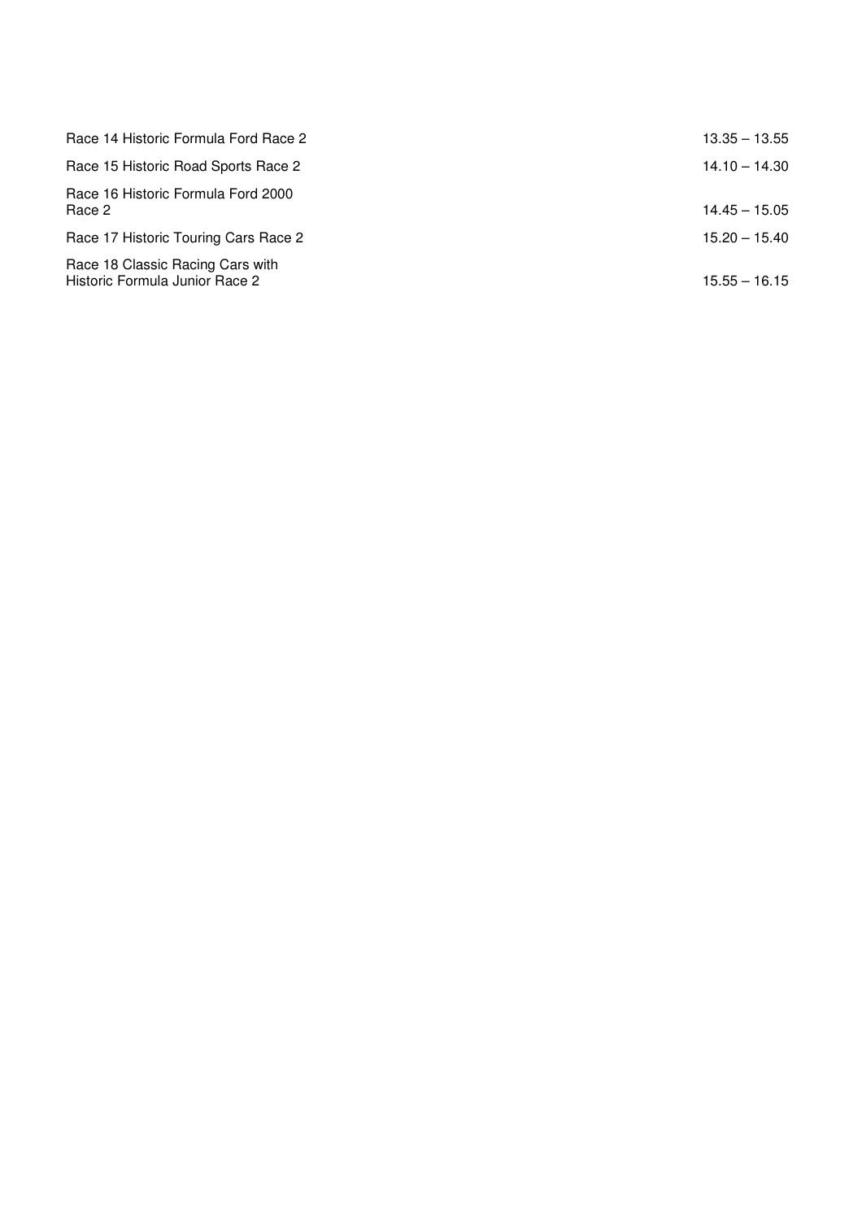| | |
|---|---|
| Race 14 Historic Formula Ford Race 2 | 13.35 – 13.55 |
| Race 15 Historic Road Sports Race 2 | 14.10 – 14.30 |
| Race 16 Historic Formula Ford 2000 Race 2 | 14.45 – 15.05 |
| Race 17 Historic Touring Cars Race 2 | 15.20 – 15.40 |
| Race 18 Classic Racing Cars with Historic Formula Junior Race 2 | 15.55 – 16.15 |